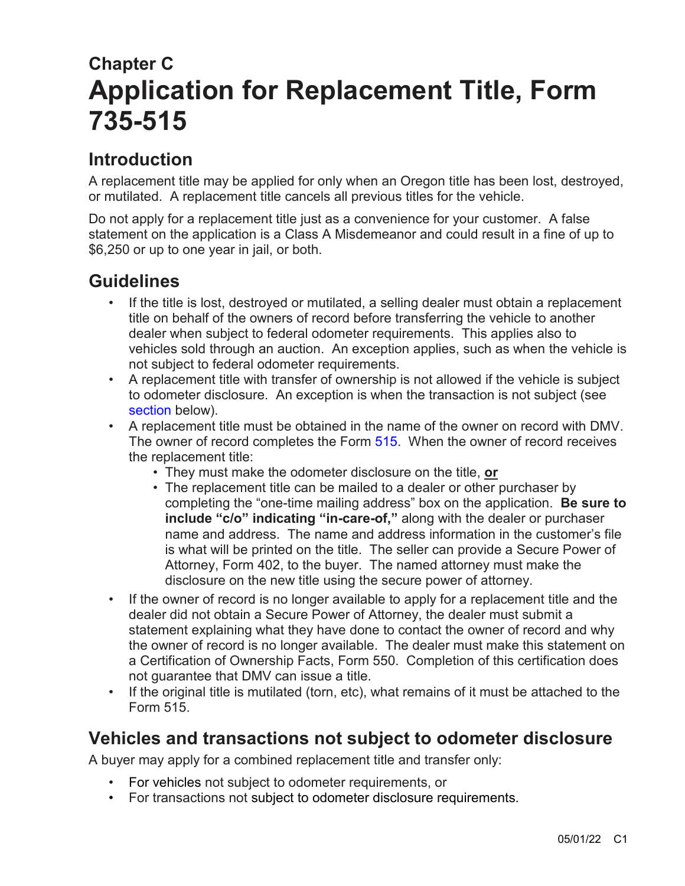# Chapter C
# Application for Replacement Title, Form 735-515

## Introduction

A replacement title may be applied for only when an Oregon title has been lost, destroyed, or mutilated. A replacement title cancels all previous titles for the vehicle.

Do not apply for a replacement title just as a convenience for your customer. A false statement on the application is a Class A Misdemeanor and could result in a fine of up to $6,250 or up to one year in jail, or both.

## Guidelines

- If the title is lost, destroyed or mutilated, a selling dealer must obtain a replacement title on behalf of the owners of record before transferring the vehicle to another dealer when subject to federal odometer requirements. This applies also to vehicles sold through an auction. An exception applies, such as when the vehicle is not subject to federal odometer requirements.
- A replacement title with transfer of ownership is not allowed if the vehicle is subject to odometer disclosure. An exception is when the transaction is not subject (see section below).
- A replacement title must be obtained in the name of the owner on record with DMV. The owner of record completes the Form 515. When the owner of record receives the replacement title:
  - They must make the odometer disclosure on the title, **or**
  - The replacement title can be mailed to a dealer or other purchaser by completing the "one-time mailing address" box on the application. **Be sure to include "c/o" indicating "in-care-of,"** along with the dealer or purchaser name and address. The name and address information in the customer's file is what will be printed on the title. The seller can provide a Secure Power of Attorney, Form 402, to the buyer. The named attorney must make the disclosure on the new title using the secure power of attorney.
- If the owner of record is no longer available to apply for a replacement title and the dealer did not obtain a Secure Power of Attorney, the dealer must submit a statement explaining what they have done to contact the owner of record and why the owner of record is no longer available. The dealer must make this statement on a Certification of Ownership Facts, Form 550. Completion of this certification does not guarantee that DMV can issue a title.
- If the original title is mutilated (torn, etc), what remains of it must be attached to the Form 515.

## Vehicles and transactions not subject to odometer disclosure

A buyer may apply for a combined replacement title and transfer only:

- For vehicles not subject to odometer requirements, or
- For transactions not subject to odometer disclosure requirements.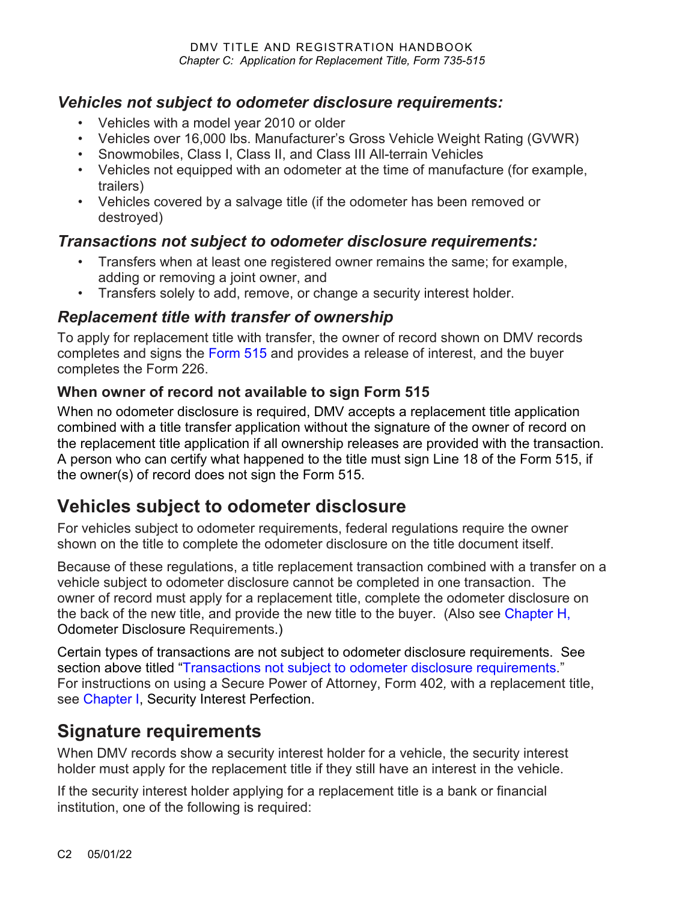### *Vehicles not subject to odometer disclosure requirements:*

- Vehicles with a model year 2010 or older
- Vehicles over 16,000 lbs. Manufacturer's Gross Vehicle Weight Rating (GVWR)
- Snowmobiles, Class I, Class II, and Class III All-terrain Vehicles
- Vehicles not equipped with an odometer at the time of manufacture (for example, trailers)
- Vehicles covered by a salvage title (if the odometer has been removed or destroyed)

### *Transactions not subject to odometer disclosure requirements:*

- Transfers when at least one registered owner remains the same; for example, adding or removing a joint owner, and
- Transfers solely to add, remove, or change a security interest holder.

### *Replacement title with transfer of ownership*

To apply for replacement title with transfer, the owner of record shown on DMV records completes and signs the Form 515 and provides a release of interest, and the buyer completes the Form 226.

#### When owner of record not available to sign Form 515

When no odometer disclosure is required, DMV accepts a replacement title application combined with a title transfer application without the signature of the owner of record on the replacement title application if all ownership releases are provided with the transaction. A person who can certify what happened to the title must sign Line 18 of the Form 515, if the owner(s) of record does not sign the Form 515.

## Vehicles subject to odometer disclosure

For vehicles subject to odometer requirements, federal regulations require the owner shown on the title to complete the odometer disclosure on the title document itself.

Because of these regulations, a title replacement transaction combined with a transfer on a vehicle subject to odometer disclosure cannot be completed in one transaction. The owner of record must apply for a replacement title, complete the odometer disclosure on the back of the new title, and provide the new title to the buyer. (Also see Chapter H, Odometer Disclosure Requirements.)

Certain types of transactions are not subject to odometer disclosure requirements. See section above titled "Transactions not subject to odometer disclosure requirements." For instructions on using a Secure Power of Attorney, Form 402*,* with a replacement title, see Chapter I, Security Interest Perfection.

## Signature requirements

When DMV records show a security interest holder for a vehicle, the security interest holder must apply for the replacement title if they still have an interest in the vehicle.

If the security interest holder applying for a replacement title is a bank or financial institution, one of the following is required: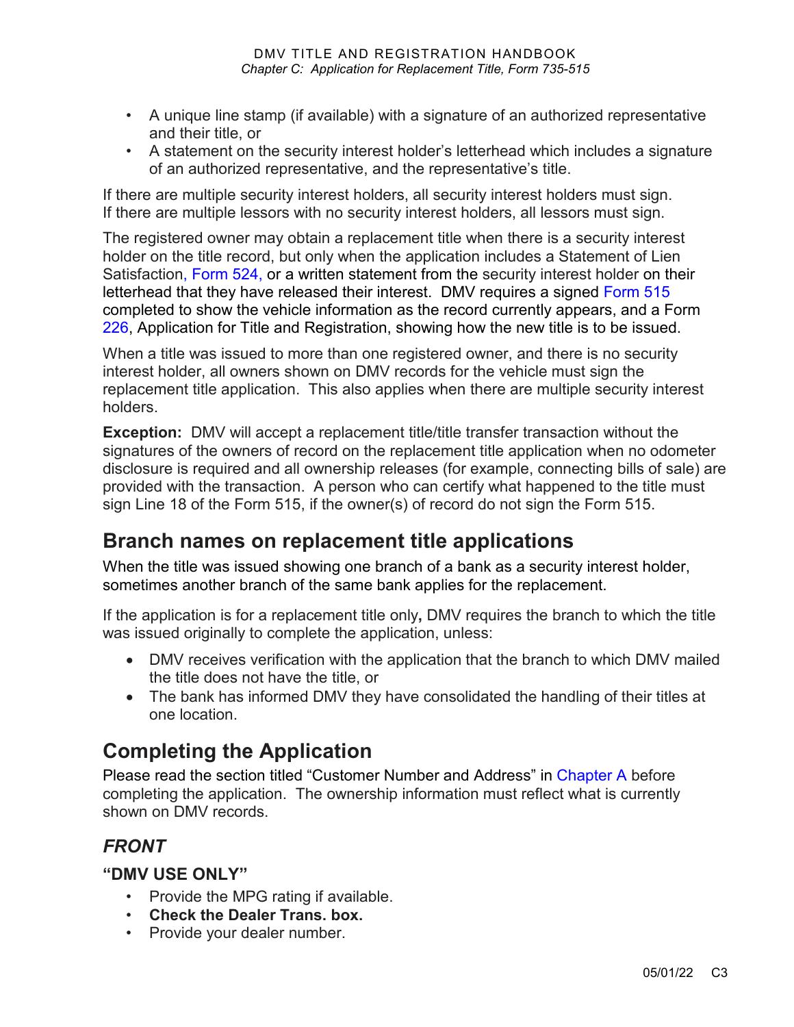- A unique line stamp (if available) with a signature of an authorized representative and their title, or
- A statement on the security interest holder's letterhead which includes a signature of an authorized representative, and the representative's title.

If there are multiple security interest holders, all security interest holders must sign. If there are multiple lessors with no security interest holders, all lessors must sign.

The registered owner may obtain a replacement title when there is a security interest holder on the title record, but only when the application includes a Statement of Lien Satisfaction, Form 524, or a written statement from the security interest holder on their letterhead that they have released their interest. DMV requires a signed Form 515 completed to show the vehicle information as the record currently appears, and a Form 226, Application for Title and Registration, showing how the new title is to be issued.

When a title was issued to more than one registered owner, and there is no security interest holder, all owners shown on DMV records for the vehicle must sign the replacement title application. This also applies when there are multiple security interest holders.

**Exception:** DMV will accept a replacement title/title transfer transaction without the signatures of the owners of record on the replacement title application when no odometer disclosure is required and all ownership releases (for example, connecting bills of sale) are provided with the transaction. A person who can certify what happened to the title must sign Line 18 of the Form 515, if the owner(s) of record do not sign the Form 515.

## Branch names on replacement title applications

When the title was issued showing one branch of a bank as a security interest holder, sometimes another branch of the same bank applies for the replacement.

If the application is for a replacement title only**,** DMV requires the branch to which the title was issued originally to complete the application, unless:

- DMV receives verification with the application that the branch to which DMV mailed the title does not have the title, or
- The bank has informed DMV they have consolidated the handling of their titles at one location.

## Completing the Application

Please read the section titled "Customer Number and Address" in Chapter A before completing the application. The ownership information must reflect what is currently shown on DMV records.

### *FRONT*

#### "DMV USE ONLY"

- Provide the MPG rating if available.
- **Check the Dealer Trans. box.**
- Provide your dealer number.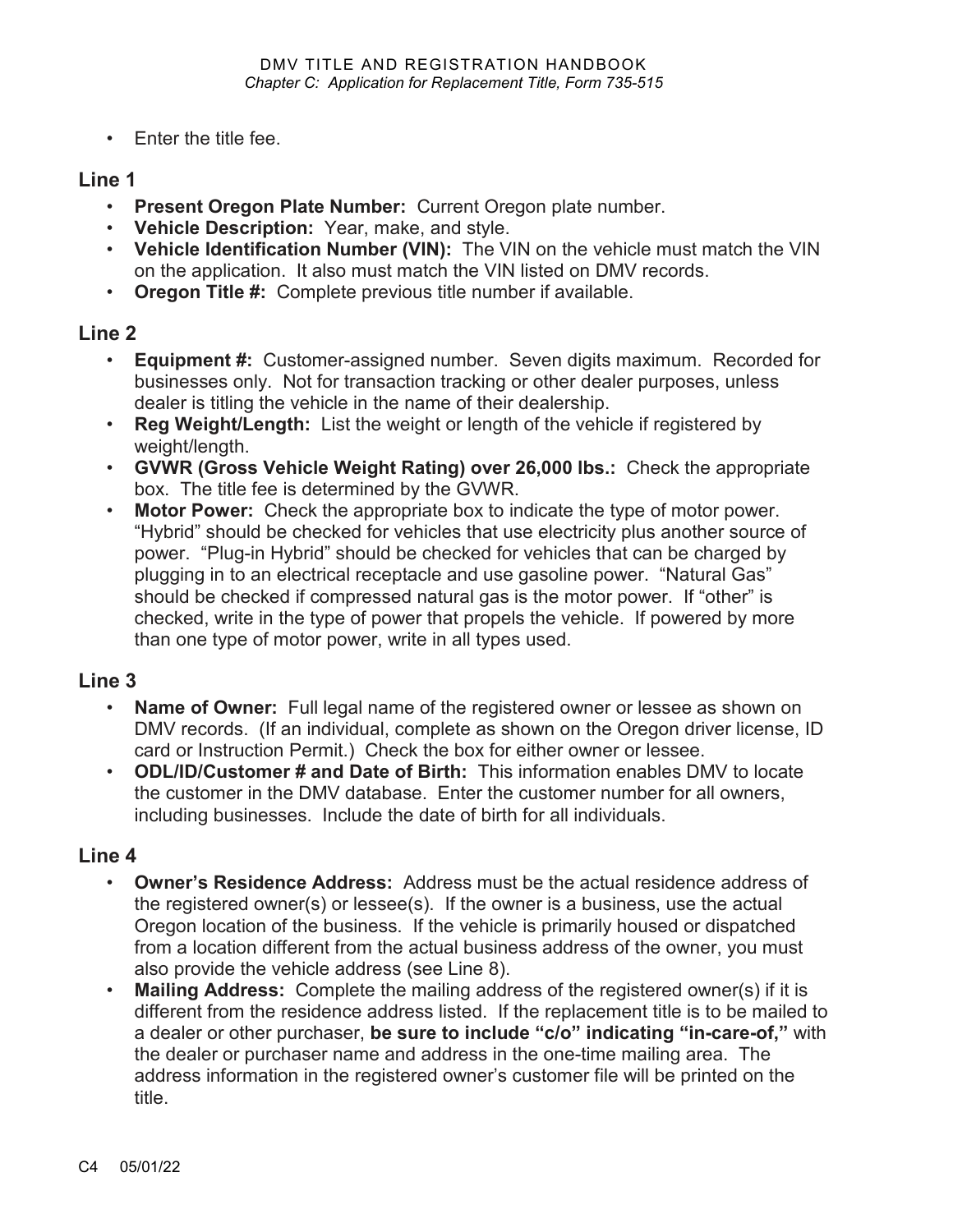- Enter the title fee.

## Line 1

- **Present Oregon Plate Number:** Current Oregon plate number.
- **Vehicle Description:** Year, make, and style.
- **Vehicle Identification Number (VIN):** The VIN on the vehicle must match the VIN on the application. It also must match the VIN listed on DMV records.
- **Oregon Title #:** Complete previous title number if available.

## Line 2

- **Equipment #:** Customer-assigned number. Seven digits maximum. Recorded for businesses only. Not for transaction tracking or other dealer purposes, unless dealer is titling the vehicle in the name of their dealership.
- **Reg Weight/Length:** List the weight or length of the vehicle if registered by weight/length.
- **GVWR (Gross Vehicle Weight Rating) over 26,000 lbs.:** Check the appropriate box. The title fee is determined by the GVWR.
- **Motor Power:** Check the appropriate box to indicate the type of motor power. "Hybrid" should be checked for vehicles that use electricity plus another source of power. "Plug-in Hybrid" should be checked for vehicles that can be charged by plugging in to an electrical receptacle and use gasoline power. "Natural Gas" should be checked if compressed natural gas is the motor power. If "other" is checked, write in the type of power that propels the vehicle. If powered by more than one type of motor power, write in all types used.

## Line 3

- **Name of Owner:** Full legal name of the registered owner or lessee as shown on DMV records. (If an individual, complete as shown on the Oregon driver license, ID card or Instruction Permit.) Check the box for either owner or lessee.
- **ODL/ID/Customer # and Date of Birth:** This information enables DMV to locate the customer in the DMV database. Enter the customer number for all owners, including businesses. Include the date of birth for all individuals.

## Line 4

- **Owner's Residence Address:** Address must be the actual residence address of the registered owner(s) or lessee(s). If the owner is a business, use the actual Oregon location of the business. If the vehicle is primarily housed or dispatched from a location different from the actual business address of the owner, you must also provide the vehicle address (see Line 8).
- **Mailing Address:** Complete the mailing address of the registered owner(s) if it is different from the residence address listed. If the replacement title is to be mailed to a dealer or other purchaser, **be sure to include "c/o" indicating "in-care-of,"** with the dealer or purchaser name and address in the one-time mailing area. The address information in the registered owner's customer file will be printed on the title.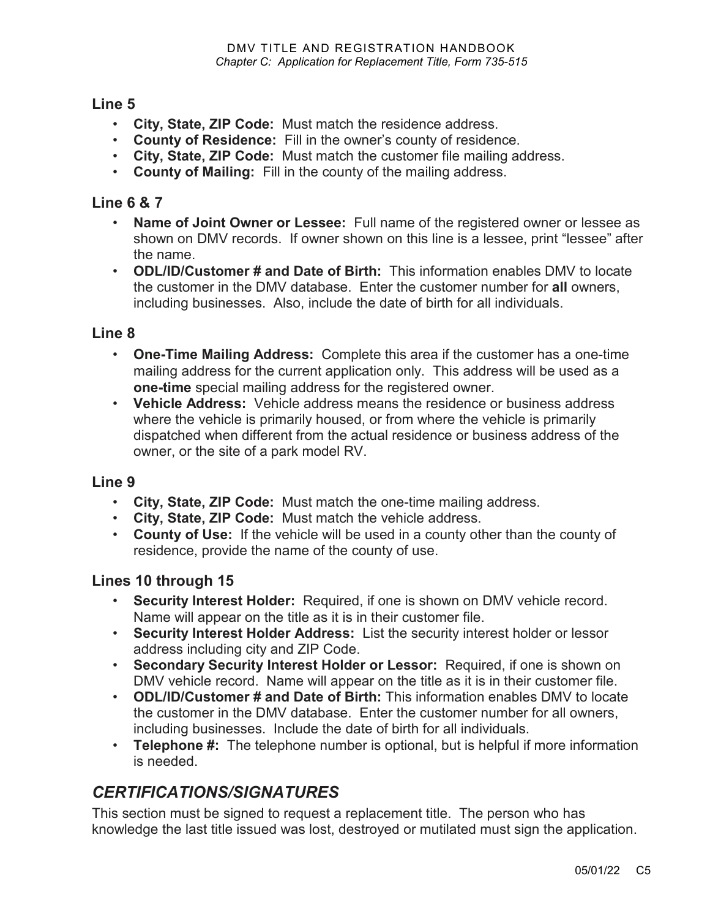## Line 5

- **City, State, ZIP Code:** Must match the residence address.
- **County of Residence:** Fill in the owner's county of residence.
- **City, State, ZIP Code:** Must match the customer file mailing address.
- **County of Mailing:** Fill in the county of the mailing address.

## Line 6 & 7

- **Name of Joint Owner or Lessee:** Full name of the registered owner or lessee as shown on DMV records. If owner shown on this line is a lessee, print "lessee" after the name.
- **ODL/ID/Customer # and Date of Birth:** This information enables DMV to locate the customer in the DMV database. Enter the customer number for **all** owners, including businesses. Also, include the date of birth for all individuals.

## Line 8

- **One-Time Mailing Address:** Complete this area if the customer has a one-time mailing address for the current application only. This address will be used as a **one-time** special mailing address for the registered owner.
- **Vehicle Address:** Vehicle address means the residence or business address where the vehicle is primarily housed, or from where the vehicle is primarily dispatched when different from the actual residence or business address of the owner, or the site of a park model RV.

## Line 9

- **City, State, ZIP Code:** Must match the one-time mailing address.
- **City, State, ZIP Code:** Must match the vehicle address.
- **County of Use:** If the vehicle will be used in a county other than the county of residence, provide the name of the county of use.

## Lines 10 through 15

- **Security Interest Holder:** Required, if one is shown on DMV vehicle record. Name will appear on the title as it is in their customer file.
- **Security Interest Holder Address:** List the security interest holder or lessor address including city and ZIP Code.
- **Secondary Security Interest Holder or Lessor:** Required, if one is shown on DMV vehicle record. Name will appear on the title as it is in their customer file.
- **ODL/ID/Customer # and Date of Birth:** This information enables DMV to locate the customer in the DMV database. Enter the customer number for all owners, including businesses. Include the date of birth for all individuals.
- **Telephone #:** The telephone number is optional, but is helpful if more information is needed.

# *CERTIFICATIONS/SIGNATURES*

This section must be signed to request a replacement title. The person who has knowledge the last title issued was lost, destroyed or mutilated must sign the application.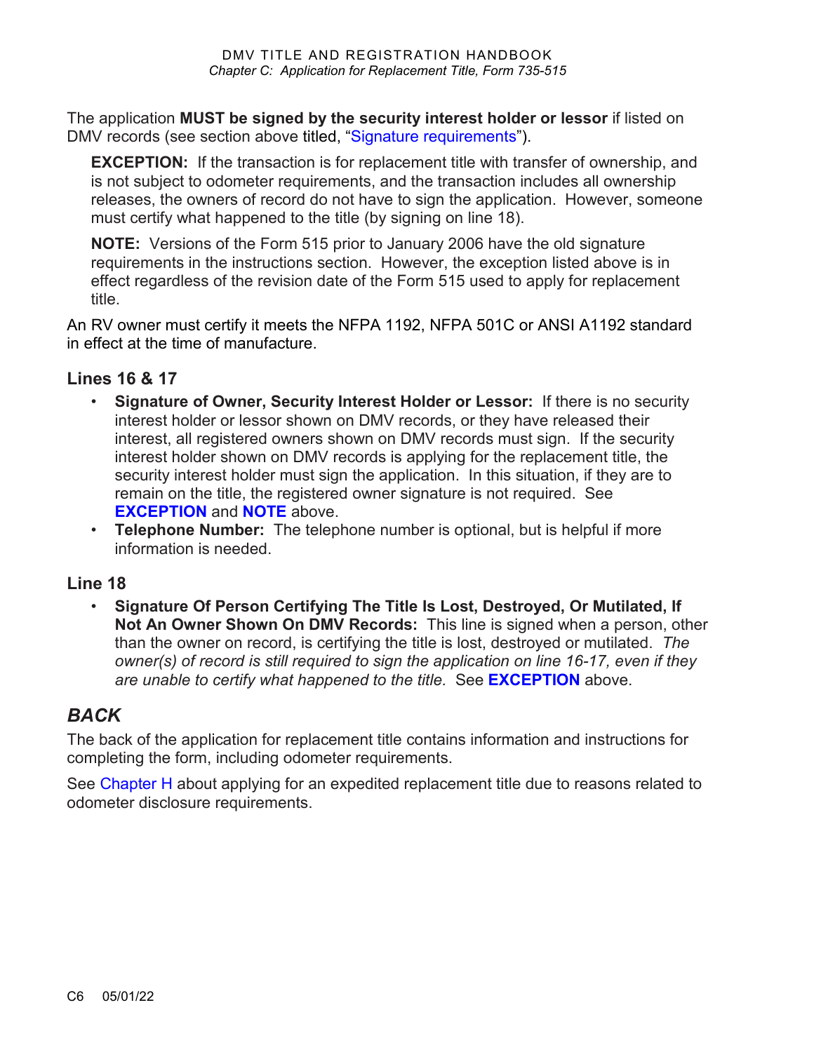The application **MUST be signed by the security interest holder or lessor** if listed on DMV records (see section above titled, "Signature requirements").

> **EXCEPTION:** If the transaction is for replacement title with transfer of ownership, and is not subject to odometer requirements, and the transaction includes all ownership releases, the owners of record do not have to sign the application. However, someone must certify what happened to the title (by signing on line 18).
>
> **NOTE:** Versions of the Form 515 prior to January 2006 have the old signature requirements in the instructions section. However, the exception listed above is in effect regardless of the revision date of the Form 515 used to apply for replacement title.

An RV owner must certify it meets the NFPA 1192, NFPA 501C or ANSI A1192 standard in effect at the time of manufacture.

### Lines 16 & 17

- **Signature of Owner, Security Interest Holder or Lessor:** If there is no security interest holder or lessor shown on DMV records, or they have released their interest, all registered owners shown on DMV records must sign. If the security interest holder shown on DMV records is applying for the replacement title, the security interest holder must sign the application. In this situation, if they are to remain on the title, the registered owner signature is not required. See **EXCEPTION** and **NOTE** above.
- **Telephone Number:** The telephone number is optional, but is helpful if more information is needed.

### Line 18

- **Signature Of Person Certifying The Title Is Lost, Destroyed, Or Mutilated, If Not An Owner Shown On DMV Records:** This line is signed when a person, other than the owner on record, is certifying the title is lost, destroyed or mutilated. *The owner(s) of record is still required to sign the application on line 16-17, even if they are unable to certify what happened to the title.* See **EXCEPTION** above.

## *BACK*

The back of the application for replacement title contains information and instructions for completing the form, including odometer requirements.

See Chapter H about applying for an expedited replacement title due to reasons related to odometer disclosure requirements.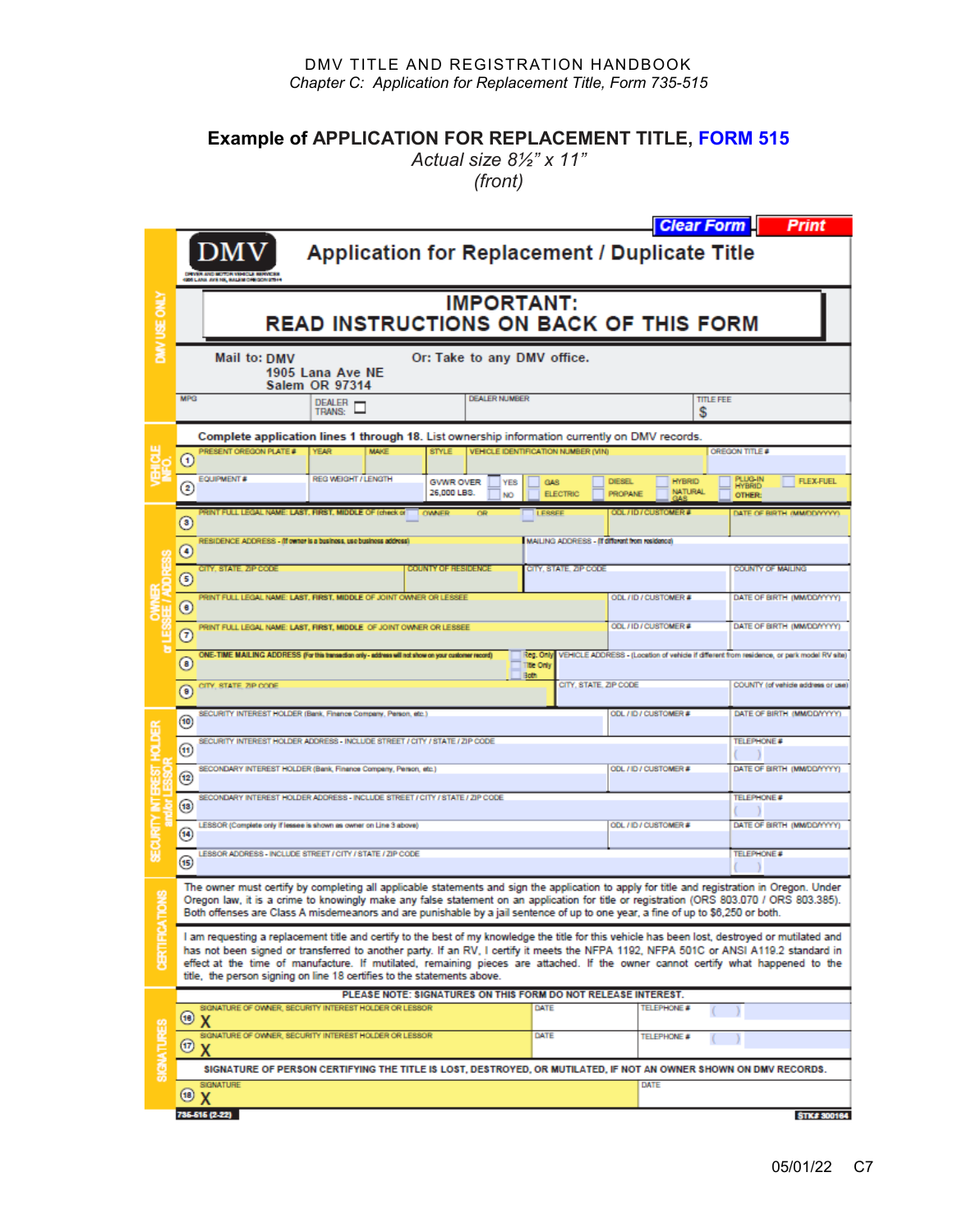## Example of APPLICATION FOR REPLACEMENT TITLE, FORM 515

*Actual size 8½" x 11"*
*(front)*

Clear Form | Print

DMV
DRIVER AND MOTOR VEHICLE SERVICES
1905 LANA AVE NE, SALEM OREGON 97314

# Application for Replacement / Duplicate Title

DMV USE ONLY

**IMPORTANT:**
**READ INSTRUCTIONS ON BACK OF THIS FORM**

Mail to: DMV
1905 Lana Ave NE
Salem OR 97314

Or: Take to any DMV office.

| MPG | DEALER TRANS: ☐ | DEALER NUMBER | TITLE FEE $ |
|---|---|---|---|

**Complete application lines 1 through 18.** List ownership information currently on DMV records.

**VEHICLE INFO.**

| | | | | | | |
|---|---|---|---|---|---|---|
| 1 | PRESENT OREGON PLATE # | YEAR | MAKE | STYLE | VEHICLE IDENTIFICATION NUMBER (VIN) | OREGON TITLE # |
| 2 | EQUIPMENT # | REG WEIGHT / LENGTH | GVWR OVER 26,000 LBS. ☐ YES ☐ NO | ☐ GAS ☐ ELECTRIC ☐ DIESEL ☐ PROPANE | ☐ HYBRID ☐ NATURAL GAS ☐ PLUG-IN HYBRID | ☐ FLEX-FUEL OTHER: |

**OWNER or LESSEE / ADDRESS**

| | | | |
|---|---|---|---|
| 3 | PRINT FULL LEGAL NAME: LAST, FIRST, MIDDLE OF (check one) ☐ OWNER OR ☐ LESSEE | ODL / ID / CUSTOMER # | DATE OF BIRTH (MM/DD/YYYY) |
| 4 | RESIDENCE ADDRESS - (If owner is a business, use business address) | MAILING ADDRESS - (If different from residence) | |
| 5 | CITY, STATE, ZIP CODE / COUNTY OF RESIDENCE | CITY, STATE, ZIP CODE | COUNTY OF MAILING |
| 6 | PRINT FULL LEGAL NAME: LAST, FIRST, MIDDLE OF JOINT OWNER OR LESSEE | ODL / ID / CUSTOMER # | DATE OF BIRTH (MM/DD/YYYY) |
| 7 | PRINT FULL LEGAL NAME: LAST, FIRST, MIDDLE OF JOINT OWNER OR LESSEE | ODL / ID / CUSTOMER # | DATE OF BIRTH (MM/DD/YYYY) |
| 8 | ONE-TIME MAILING ADDRESS (For this transaction only - address will not show on your customer record) ☐ Reg. Only ☐ Title Only ☐ Both | VEHICLE ADDRESS - (Location of vehicle if different from residence, or park model RV site) | |
| 9 | CITY, STATE, ZIP CODE | CITY, STATE, ZIP CODE | COUNTY (of vehicle address or use) |

**SECURITY INTEREST HOLDER and/or LESSOR**

| | | | |
|---|---|---|---|
| 10 | SECURITY INTEREST HOLDER (Bank, Finance Company, Person, etc.) | ODL / ID / CUSTOMER # | DATE OF BIRTH (MM/DD/YYYY) |
| 11 | SECURITY INTEREST HOLDER ADDRESS - INCLUDE STREET / CITY / STATE / ZIP CODE | | TELEPHONE # ( ) |
| 12 | SECONDARY INTEREST HOLDER (Bank, Finance Company, Person, etc.) | ODL / ID / CUSTOMER # | DATE OF BIRTH (MM/DD/YYYY) |
| 13 | SECONDARY INTEREST HOLDER ADDRESS - INCLUDE STREET / CITY / STATE / ZIP CODE | | TELEPHONE # ( ) |
| 14 | LESSOR (Complete only if lessee is shown as owner on Line 3 above) | ODL / ID / CUSTOMER # | DATE OF BIRTH (MM/DD/YYYY) |
| 15 | LESSOR ADDRESS - INCLUDE STREET / CITY / STATE / ZIP CODE | | TELEPHONE # ( ) |

**CERTIFICATIONS**

The owner must certify by completing all applicable statements and sign the application to apply for title and registration in Oregon. Under Oregon law, it is a crime to knowingly make any false statement on an application for title or registration (ORS 803.070 / ORS 803.385). Both offenses are Class A misdemeanors and are punishable by a jail sentence of up to one year, a fine of up to $6,250 or both.

I am requesting a replacement title and certify to the best of my knowledge the title for this vehicle has been lost, destroyed or mutilated and has not been signed or transferred to another party. If an RV, I certify it meets the NFPA 1192, NFPA 501C or ANSI A119.2 standard in effect at the time of manufacture. If mutilated, remaining pieces are attached. If the owner cannot certify what happened to the title, the person signing on line 18 certifies to the statements above.

**SIGNATURES**

**PLEASE NOTE: SIGNATURES ON THIS FORM DO NOT RELEASE INTEREST.**

| | | | |
|---|---|---|---|
| 16 | SIGNATURE OF OWNER, SECURITY INTEREST HOLDER OR LESSOR X | DATE | TELEPHONE # ( ) |
| 17 | SIGNATURE OF OWNER, SECURITY INTEREST HOLDER OR LESSOR X | DATE | TELEPHONE # ( ) |

**SIGNATURE OF PERSON CERTIFYING THE TITLE IS LOST, DESTROYED, OR MUTILATED, IF NOT AN OWNER SHOWN ON DMV RECORDS.**

| | | |
|---|---|---|
| 18 | SIGNATURE X | DATE |

735-515 (2-22) STK# 300164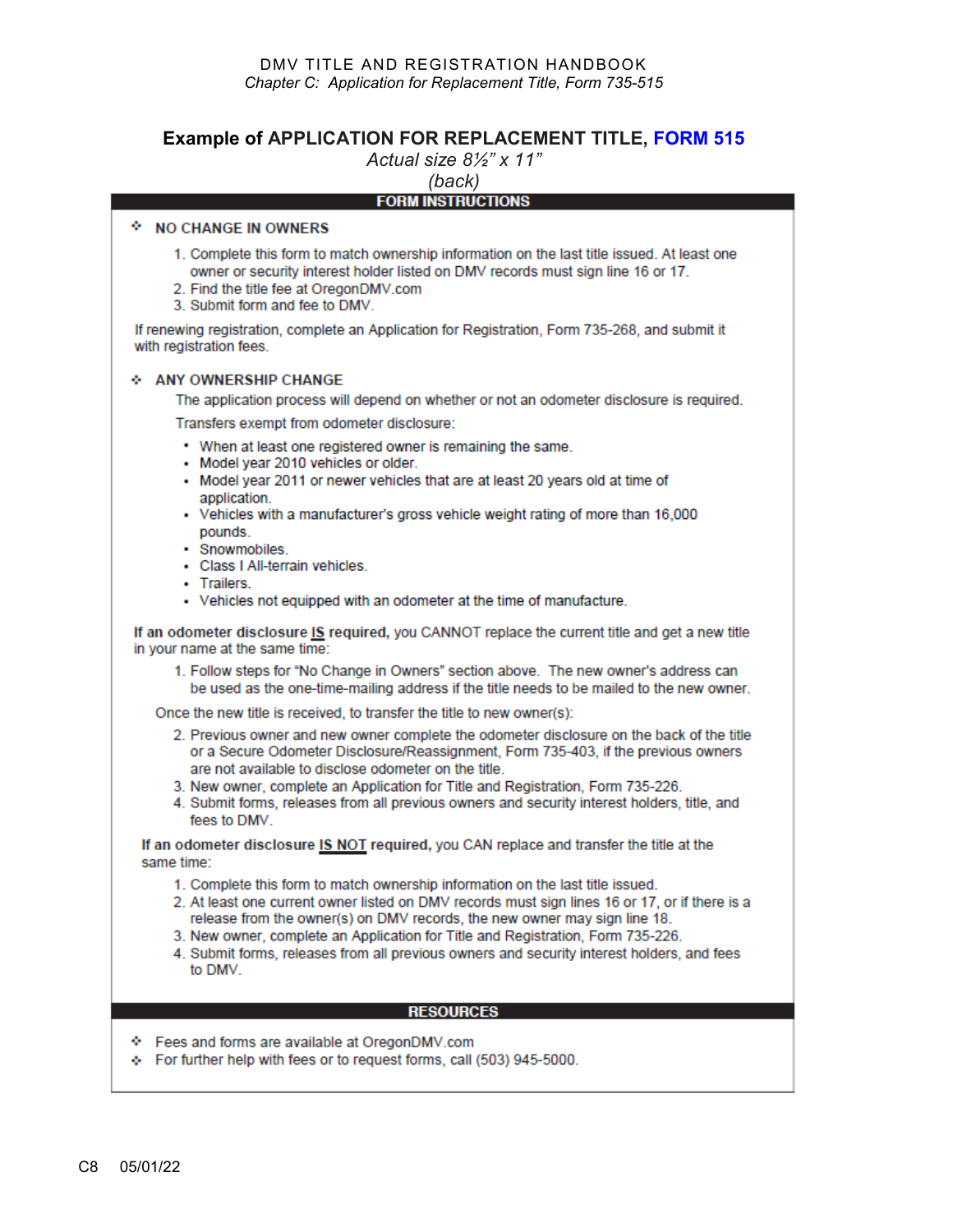## Example of APPLICATION FOR REPLACEMENT TITLE, FORM 515

*Actual size 8½" x 11"*

*(back)*

### FORM INSTRUCTIONS

- **NO CHANGE IN OWNERS**
  1. Complete this form to match ownership information on the last title issued. At least one owner or security interest holder listed on DMV records must sign line 16 or 17.
  2. Find the title fee at OregonDMV.com
  3. Submit form and fee to DMV.

If renewing registration, complete an Application for Registration, Form 735-268, and submit it with registration fees.

- **ANY OWNERSHIP CHANGE**

  The application process will depend on whether or not an odometer disclosure is required.

  Transfers exempt from odometer disclosure:

  - When at least one registered owner is remaining the same.
  - Model year 2010 vehicles or older.
  - Model year 2011 or newer vehicles that are at least 20 years old at time of application.
  - Vehicles with a manufacturer's gross vehicle weight rating of more than 16,000 pounds.
  - Snowmobiles.
  - Class I All-terrain vehicles.
  - Trailers.
  - Vehicles not equipped with an odometer at the time of manufacture.

**If an odometer disclosure IS required,** you CANNOT replace the current title and get a new title in your name at the same time:

1. Follow steps for "No Change in Owners" section above. The new owner's address can be used as the one-time-mailing address if the title needs to be mailed to the new owner.

Once the new title is received, to transfer the title to new owner(s):

2. Previous owner and new owner complete the odometer disclosure on the back of the title or a Secure Odometer Disclosure/Reassignment, Form 735-403, if the previous owners are not available to disclose odometer on the title.
3. New owner, complete an Application for Title and Registration, Form 735-226.
4. Submit forms, releases from all previous owners and security interest holders, title, and fees to DMV.

**If an odometer disclosure IS NOT required,** you CAN replace and transfer the title at the same time:

1. Complete this form to match ownership information on the last title issued.
2. At least one current owner listed on DMV records must sign lines 16 or 17, or if there is a release from the owner(s) on DMV records, the new owner may sign line 18.
3. New owner, complete an Application for Title and Registration, Form 735-226.
4. Submit forms, releases from all previous owners and security interest holders, and fees to DMV.

### RESOURCES

- Fees and forms are available at OregonDMV.com
- For further help with fees or to request forms, call (503) 945-5000.